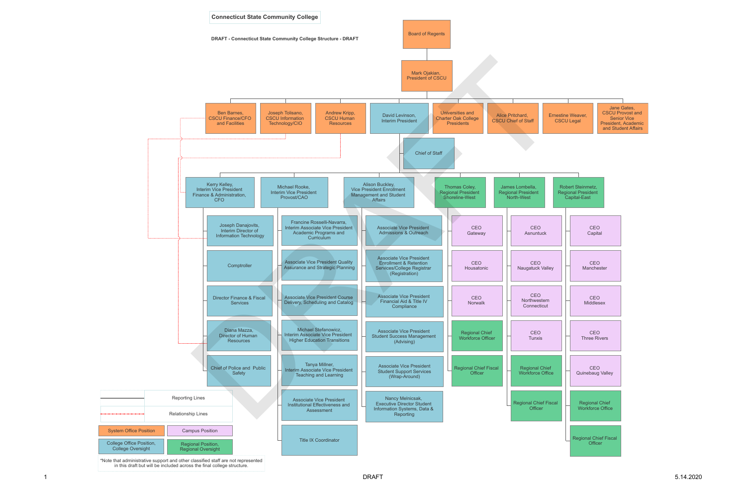# Connecticut State Community College

**DRAFT - Connecticut State Community College Structure - DRAFT**

- Board of Regents
  - Mark Ojakian, President of CSCU
    - Ben Barnes, CSCU Finance/CFO and Facilities
    - Joseph Tolisano, CSCU Information Technology/CIO
    - Andrew Kripp, CSCU Human Resources
    - David Levinson, Interim President
      - Chief of Staff
      - Kerry Kelley, Interim Vice President Finance & Administration, CFO
        - Joseph Danajovits, Interim Director of Information Technology
        - Comptroller
        - Director Finance & Fiscal Services
        - Diana Mazza, Director of Human Resources
        - Chief of Police and Public Safety
      - Michael Rooke, Interim Vice President Provost/CAO
        - Francine Rosselli-Navarra, Interim Associate Vice President Academic Programs and Curriculum
        - Associate Vice President Quality Assurance and Strategic Planning
        - Associate Vice President Course Delivery, Scheduling and Catalog
        - Michael Stefanowicz, Interim Associate Vice President Higher Education Transitions
        - Tanya Millner, Interim Associate Vice President Teaching and Learning
        - Associate Vice President Institutional Effectiveness and Assessment
        - Title IX Coordinator
      - Alison Buckley, Vice President Enrollment Management and Student Affairs
        - Associate Vice President Admissions & Outreach
        - Associate Vice President Enrollment & Retention Services/College Registrar (Registration)
        - Associate Vice President Financial Aid & Title IV Compliance
        - Associate Vice President Student Success Management (Advising)
        - Associate Vice President Student Support Services (Wrap-Around)
        - Nancy Melnicsak, Executive Director Student Information Systems, Data & Reporting
      - Thomas Coley, Regional President Shoreline-West
        - CEO Gateway
        - CEO Housatonic
        - CEO Norwalk
        - Regional Chief Workforce Officer
        - Regional Chief Fiscal Officer
      - James Lombella, Regional President North-West
        - CEO Asnuntuck
        - CEO Naugatuck Valley
        - CEO Northwestern Connecticut
        - CEO Tunxis
        - Regional Chief Workforce Office
        - Regional Chief Fiscal Officer
      - Robert Steinmetz, Regional President Capital-East
        - CEO Capital
        - CEO Manchester
        - CEO Middlesex
        - CEO Three Rivers
        - CEO Quinebaug Valley
        - Regional Chief Workforce Office
        - Regional Chief Fiscal Officer
    - Universities and Charter Oak College Presidents
    - Alice Pritchard, CSCU Chief of Staff
    - Ernestine Weaver, CSCU Legal
    - Jane Gates, CSCU Provost and Senior Vice President, Academic and Student Affairs

Relationship lines: Ben Barnes ↔ Kerry Kelley; Ben Barnes ↔ Joseph Danajovits; Joseph Tolisano ↔ Joseph Danajovits; Andrew Kripp ↔ Diana Mazza.

| Legend | |
|---|---|
| Reporting Lines | Relationship Lines |
| System Office Position | Campus Position |
| College Office Position, College Oversight | Regional Position, Regional Oversight |

*Note that administrative support and other classified staff are not represented in this draft but will be included across the final college structure.

DRAFT

5.14.2020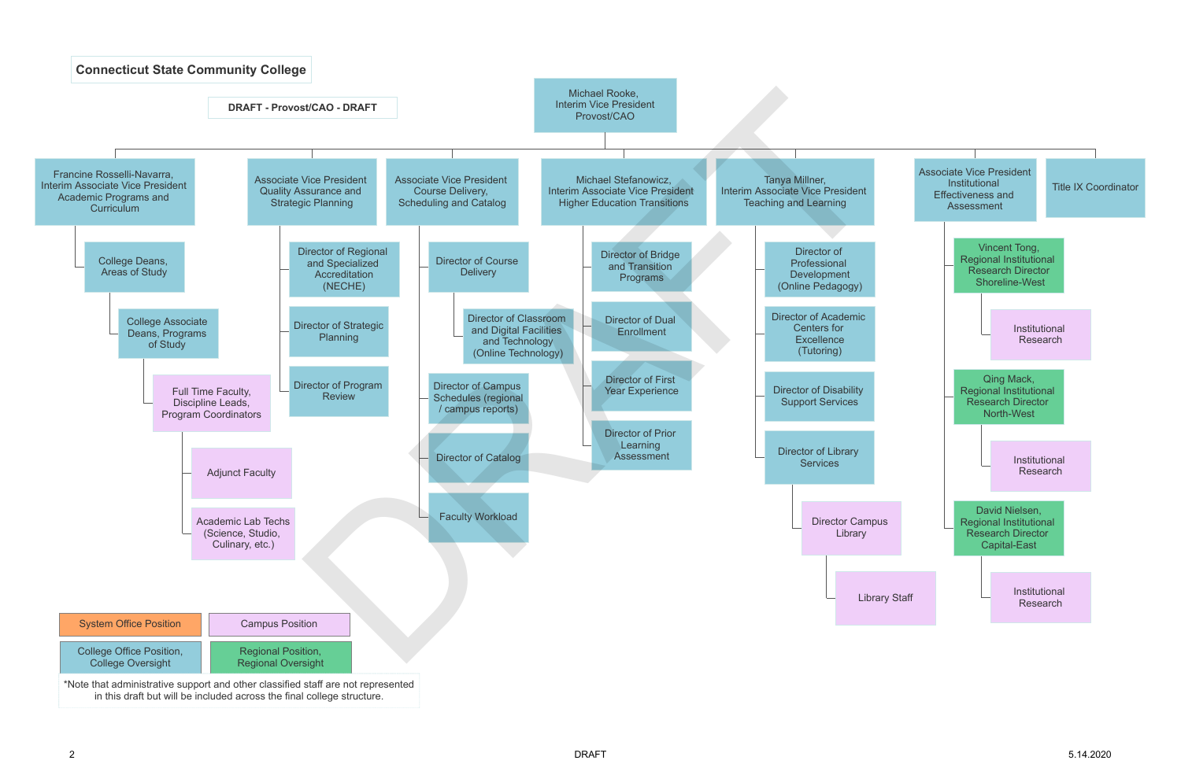# Connecticut State Community College

**DRAFT - Provost/CAO - DRAFT**

- Michael Rooke, Interim Vice President Provost/CAO
  - Francine Rosselli-Navarra, Interim Associate Vice President Academic Programs and Curriculum
    - College Deans, Areas of Study
      - College Associate Deans, Programs of Study
        - Full Time Faculty, Discipline Leads, Program Coordinators
          - Adjunct Faculty
          - Academic Lab Techs (Science, Studio, Culinary, etc.)
  - Associate Vice President Quality Assurance and Strategic Planning
    - Director of Regional and Specialized Accreditation (NECHE)
    - Director of Strategic Planning
    - Director of Program Review
  - Associate Vice President Course Delivery, Scheduling and Catalog
    - Director of Course Delivery
      - Director of Classroom and Digital Facilities and Technology (Online Technology)
    - Director of Campus Schedules (regional / campus reports)
    - Director of Catalog
    - Faculty Workload
  - Michael Stefanowicz, Interim Associate Vice President Higher Education Transitions
    - Director of Bridge and Transition Programs
    - Director of Dual Enrollment
    - Director of First Year Experience
    - Director of Prior Learning Assessment
  - Tanya Millner, Interim Associate Vice President Teaching and Learning
    - Director of Professional Development (Online Pedagogy)
    - Director of Academic Centers for Excellence (Tutoring)
    - Director of Disability Support Services
    - Director of Library Services
      - Director Campus Library
        - Library Staff
  - Associate Vice President Institutional Effectiveness and Assessment
    - Vincent Tong, Regional Institutional Research Director Shoreline-West
      - Institutional Research
    - Qing Mack, Regional Institutional Research Director North-West
      - Institutional Research
    - David Nielsen, Regional Institutional Research Director Capital-East
      - Institutional Research
  - Title IX Coordinator

**Legend:**

- System Office Position
- Campus Position
- College Office Position, College Oversight
- Regional Position, Regional Oversight

*Note that administrative support and other classified staff are not represented in this draft but will be included across the final college structure.

DRAFT

5.14.2020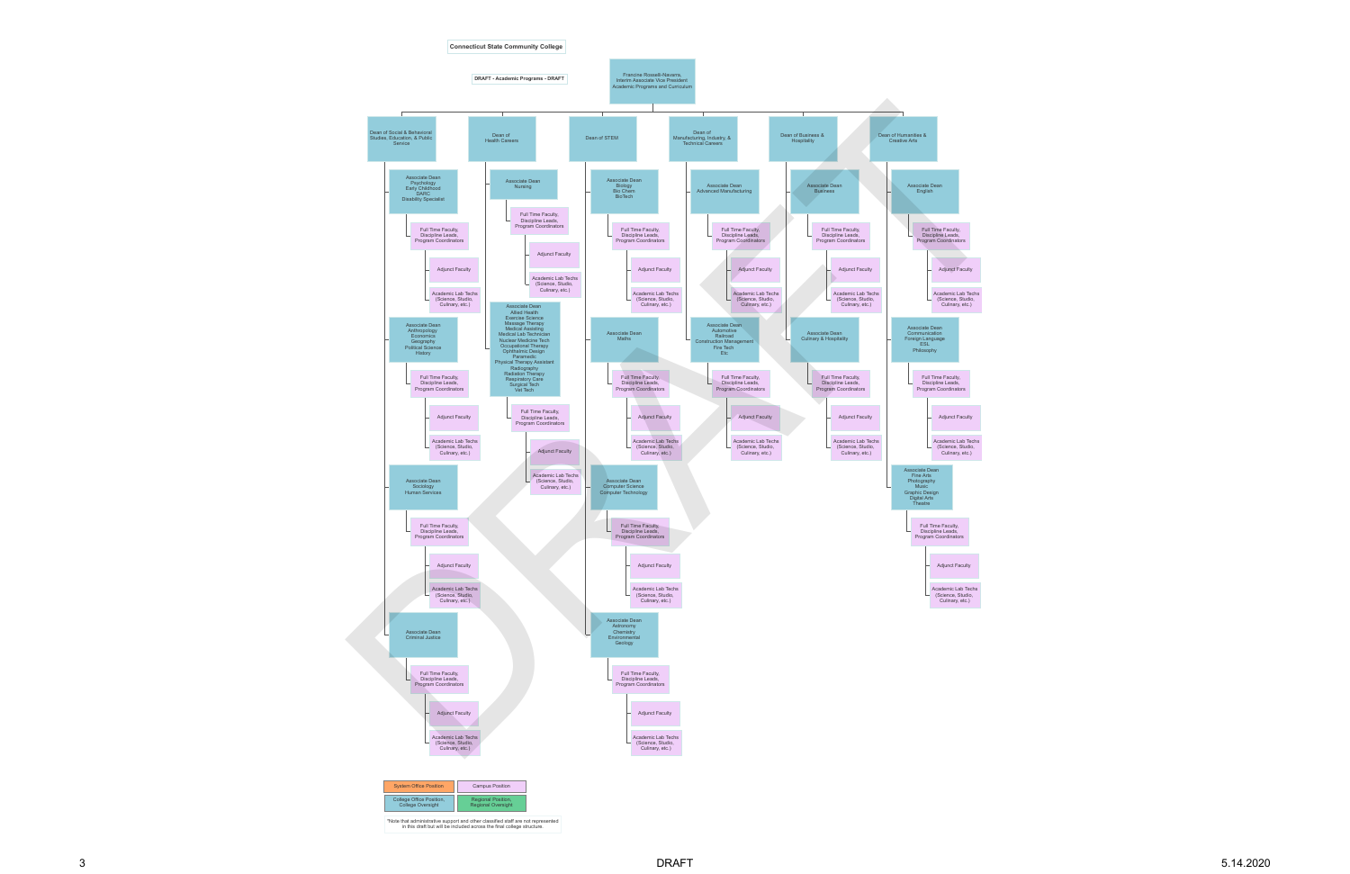**Connecticut State Community College**

**DRAFT - Academic Programs - DRAFT**

## Francine Rosselli-Navarra, Interim Associate Vice President Academic Programs and Curriculum

### Dean of Social & Behavioral Studies, Education, & Public Service

- Associate Dean: Psychology, Early Childhood, DARC, Disability Specialist
  - Full Time Faculty, Discipline Leads, Program Coordinators
    - Adjunct Faculty
    - Academic Lab Techs (Science, Studio, Culinary, etc.)
- Associate Dean: Anthropology, Economics, Geography, Political Science, History
  - Full Time Faculty, Discipline Leads, Program Coordinators
    - Adjunct Faculty
    - Academic Lab Techs (Science, Studio, Culinary, etc.)
- Associate Dean: Sociology, Human Services
  - Full Time Faculty, Discipline Leads, Program Coordinators
    - Adjunct Faculty
    - Academic Lab Techs (Science, Studio, Culinary, etc.)
- Associate Dean: Criminal Justice
  - Full Time Faculty, Discipline Leads, Program Coordinators
    - Adjunct Faculty
    - Academic Lab Techs (Science, Studio, Culinary, etc.)

### Dean of Health Careers

- Associate Dean: Nursing
  - Full Time Faculty, Discipline Leads, Program Coordinators
    - Adjunct Faculty
    - Academic Lab Techs (Science, Studio, Culinary, etc.)
- Associate Dean: Allied Health, Exercise Science, Massage Therapy, Medical Assisting, Medical Lab Technician, Nuclear Medicine Tech, Occupational Therapy, Ophthalmic Design, Paramedic, Physical Therapy Assistant, Radiography, Radiation Therapy, Respiratory Care, Surgical Tech, Vet Tech
  - Full Time Faculty, Discipline Leads, Program Coordinators
    - Adjunct Faculty
    - Academic Lab Techs (Science, Studio, Culinary, etc.)

### Dean of STEM

- Associate Dean: Biology, Bio Chem, BioTech
  - Full Time Faculty, Discipline Leads, Program Coordinators
    - Adjunct Faculty
    - Academic Lab Techs (Science, Studio, Culinary, etc.)
- Associate Dean: Maths
  - Full Time Faculty, Discipline Leads, Program Coordinators
    - Adjunct Faculty
    - Academic Lab Techs (Science, Studio, Culinary, etc.)
- Associate Dean: Computer Science, Computer Technology
  - Full Time Faculty, Discipline Leads, Program Coordinators
    - Adjunct Faculty
    - Academic Lab Techs (Science, Studio, Culinary, etc.)
- Associate Dean: Astronomy, Chemistry, Environmental, Geology
  - Full Time Faculty, Discipline Leads, Program Coordinators
    - Adjunct Faculty
    - Academic Lab Techs (Science, Studio, Culinary, etc.)

### Dean of Manufacturing, Industry, & Technical Careers

- Associate Dean: Advanced Manufacturing
  - Full Time Faculty, Discipline Leads, Program Coordinators
    - Adjunct Faculty
    - Academic Lab Techs (Science, Studio, Culinary, etc.)
- Associate Dean: Automotive, Railroad, Construction Management, Fire Tech, Etc
  - Full Time Faculty, Discipline Leads, Program Coordinators
    - Adjunct Faculty
    - Academic Lab Techs (Science, Studio, Culinary, etc.)

### Dean of Business & Hospitality

- Associate Dean: Business
  - Full Time Faculty, Discipline Leads, Program Coordinators
    - Adjunct Faculty
    - Academic Lab Techs (Science, Studio, Culinary, etc.)
- Associate Dean: Culinary & Hospitality
  - Full Time Faculty, Discipline Leads, Program Coordinators
    - Adjunct Faculty
    - Academic Lab Techs (Science, Studio, Culinary, etc.)

### Dean of Humanities & Creative Arts

- Associate Dean: English
  - Full Time Faculty, Discipline Leads, Program Coordinators
    - Adjunct Faculty
    - Academic Lab Techs (Science, Studio, Culinary, etc.)
- Associate Dean: Communication, Foreign Language, ESL, Philosophy
  - Full Time Faculty, Discipline Leads, Program Coordinators
    - Adjunct Faculty
    - Academic Lab Techs (Science, Studio, Culinary, etc.)
- Associate Dean: Fine Arts, Photography, Music, Graphic Design, Digital Arts, Theatre
  - Full Time Faculty, Discipline Leads, Program Coordinators
    - Adjunct Faculty
    - Academic Lab Techs (Science, Studio, Culinary, etc.)

**Legend:**

| | |
|---|---|
| System Office Position | Campus Position |
| College Office Position, College Oversight | Regional Position, Regional Oversight |

*Note that administrative support and other classified staff are not represented in this draft but will be included across the final college structure.

DRAFT

5.14.2020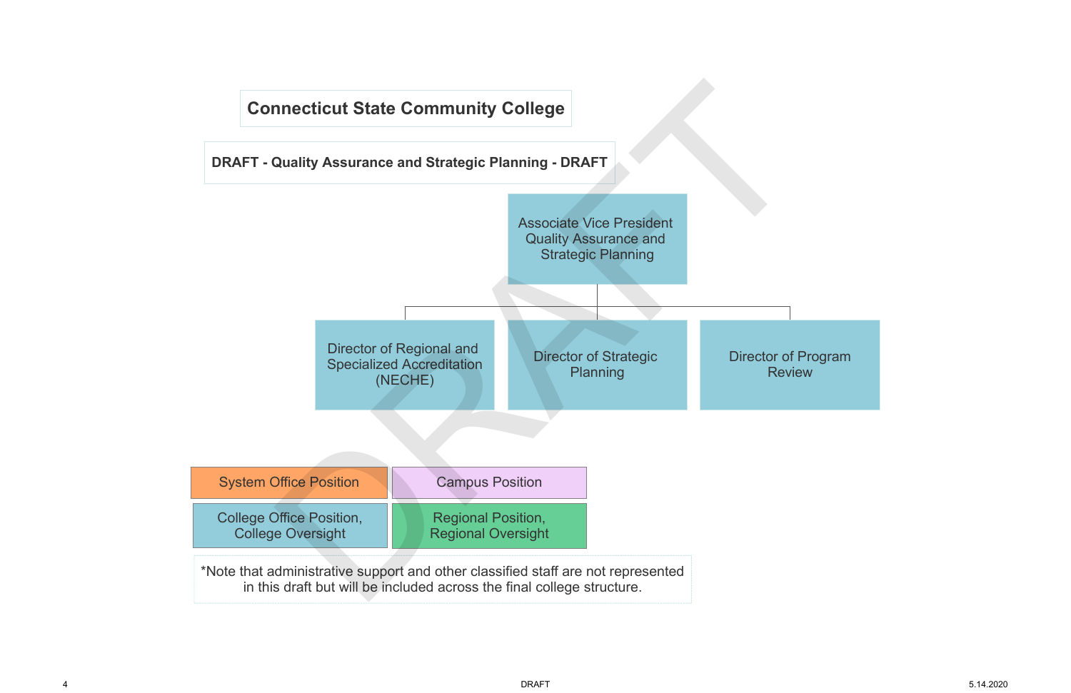# Connecticut State Community College

## DRAFT - Quality Assurance and Strategic Planning - DRAFT

- Associate Vice President Quality Assurance and Strategic Planning
  - Director of Regional and Specialized Accreditation (NECHE)
  - Director of Strategic Planning
  - Director of Program Review

| System Office Position | Campus Position |
| --- | --- |
| College Office Position, College Oversight | Regional Position, Regional Oversight |

*Note that administrative support and other classified staff are not represented in this draft but will be included across the final college structure.

DRAFT

5.14.2020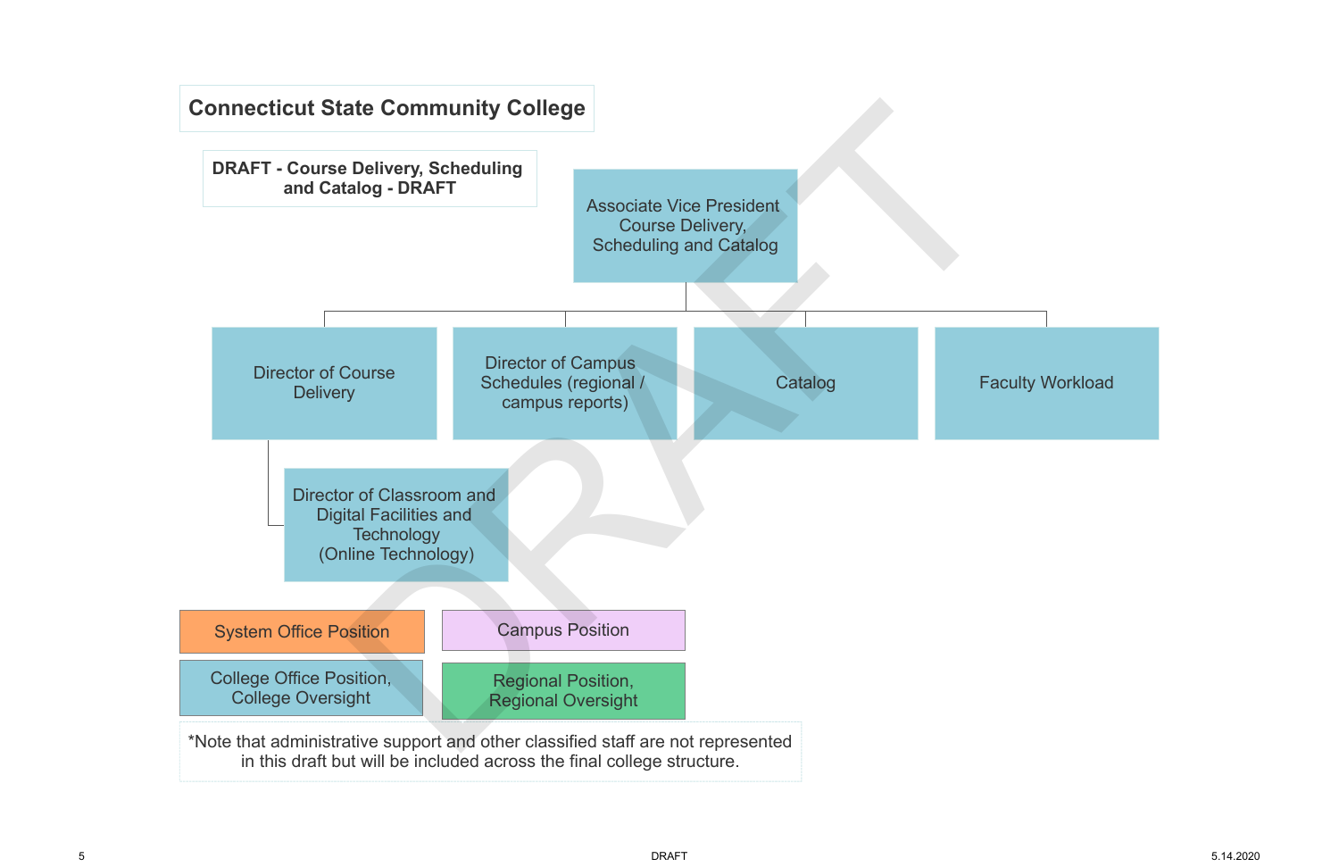# Connecticut State Community College

**DRAFT - Course Delivery, Scheduling and Catalog - DRAFT**

- Associate Vice President Course Delivery, Scheduling and Catalog
  - Director of Course Delivery
    - Director of Classroom and Digital Facilities and Technology (Online Technology)
  - Director of Campus Schedules (regional / campus reports)
  - Catalog
  - Faculty Workload

Legend:

- System Office Position
- Campus Position
- College Office Position, College Oversight
- Regional Position, Regional Oversight

*Note that administrative support and other classified staff are not represented in this draft but will be included across the final college structure.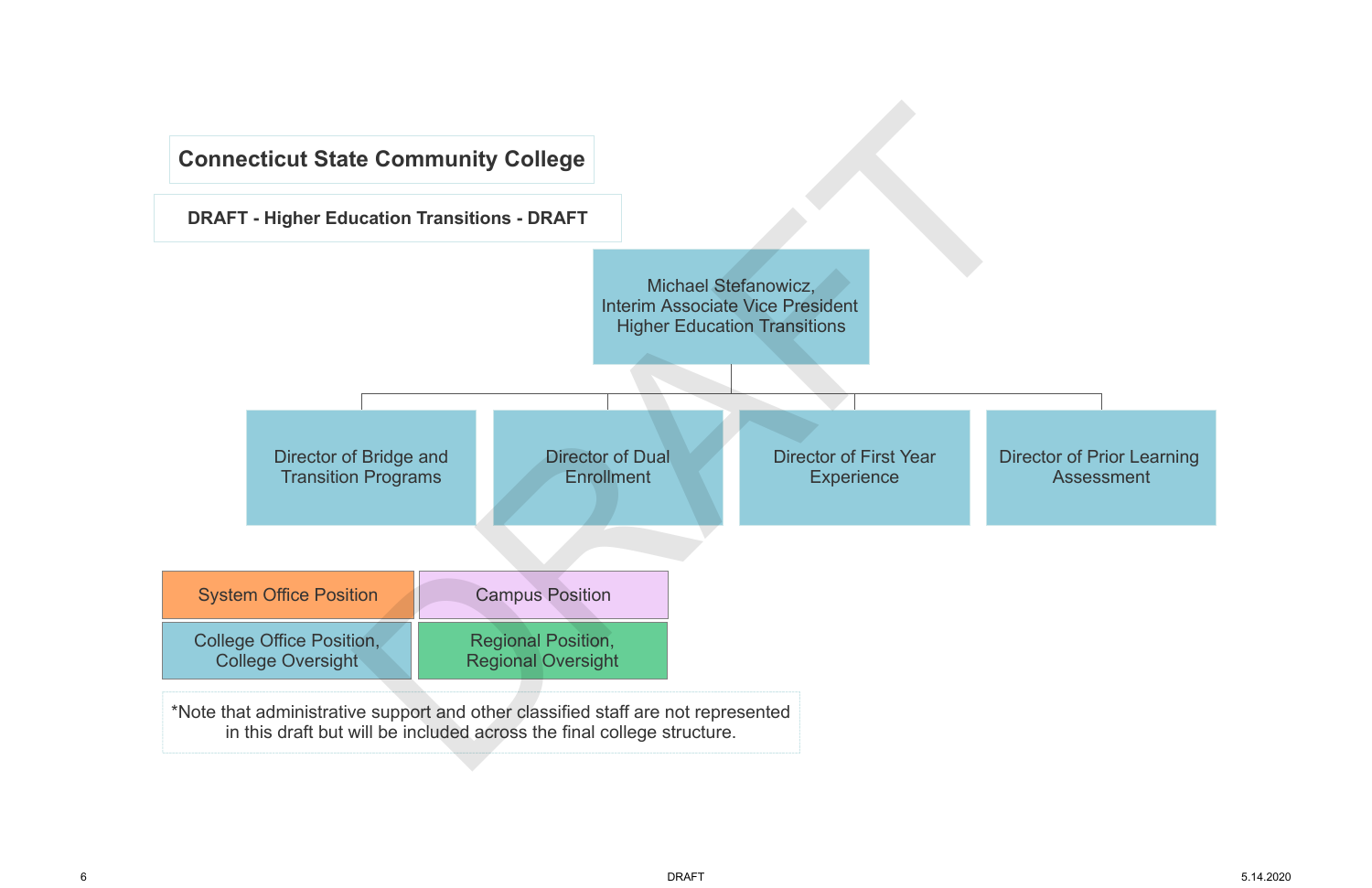# Connecticut State Community College

## DRAFT - Higher Education Transitions - DRAFT

**Michael Stefanowicz,**
**Interim Associate Vice President**
**Higher Education Transitions**

- Director of Bridge and Transition Programs
- Director of Dual Enrollment
- Director of First Year Experience
- Director of Prior Learning Assessment

| | |
|---|---|
| System Office Position | Campus Position |
| College Office Position, College Oversight | Regional Position, Regional Oversight |

*Note that administrative support and other classified staff are not represented in this draft but will be included across the final college structure.

DRAFT

5.14.2020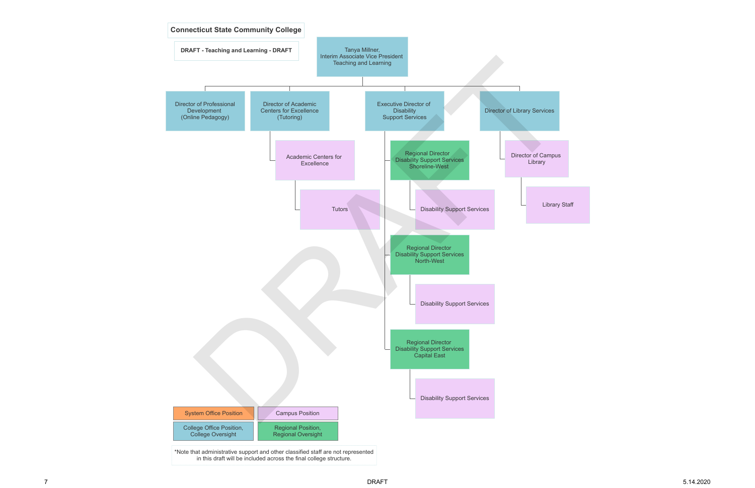# Connecticut State Community College

**DRAFT - Teaching and Learning - DRAFT**

- **Tanya Millner, Interim Associate Vice President Teaching and Learning**
  - Director of Professional Development (Online Pedagogy)
  - Director of Academic Centers for Excellence (Tutoring)
    - Academic Centers for Excellence
      - Tutors
  - Executive Director of Disability Support Services
    - Regional Director Disability Support Services Shoreline-West
      - Disability Support Services
    - Regional Director Disability Support Services North-West
      - Disability Support Services
    - Regional Director Disability Support Services Capital East
      - Disability Support Services
  - Director of Library Services
    - Director of Campus Library
      - Library Staff

**Legend:**

- System Office Position
- Campus Position
- College Office Position, College Oversight
- Regional Position, Regional Oversight

*Note that administrative support and other classified staff are not represented in this draft will be included across the final college structure.

DRAFT

5.14.2020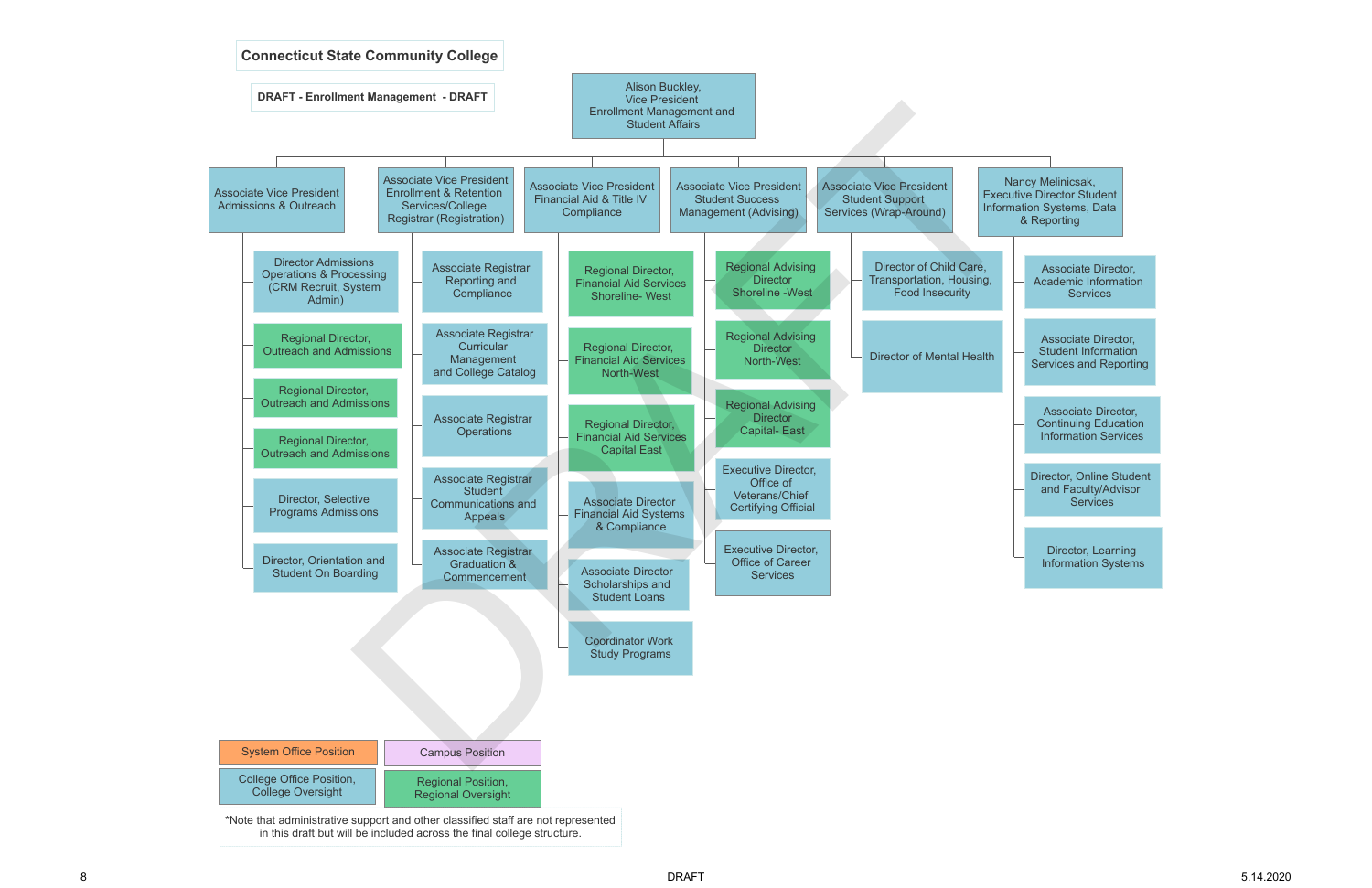# Connecticut State Community College

**DRAFT - Enrollment Management - DRAFT**

- **Alison Buckley, Vice President Enrollment Management and Student Affairs**
  - **Associate Vice President Admissions & Outreach**
    - Director Admissions Operations & Processing (CRM Recruit, System Admin)
    - Regional Director, Outreach and Admissions
    - Regional Director, Outreach and Admissions
    - Regional Director, Outreach and Admissions
    - Director, Selective Programs Admissions
    - Director, Orientation and Student On Boarding
  - **Associate Vice President Enrollment & Retention Services/College Registrar (Registration)**
    - Associate Registrar Reporting and Compliance
    - Associate Registrar Curricular Management and College Catalog
    - Associate Registrar Operations
    - Associate Registrar Student Communications and Appeals
    - Associate Registrar Graduation & Commencement
  - **Associate Vice President Financial Aid & Title IV Compliance**
    - Regional Director, Financial Aid Services Shoreline- West
    - Regional Director, Financial Aid Services North-West
    - Regional Director, Financial Aid Services Capital East
    - Associate Director Financial Aid Systems & Compliance
    - Associate Director Scholarships and Student Loans
    - Coordinator Work Study Programs
  - **Associate Vice President Student Success Management (Advising)**
    - Regional Advising Director Shoreline -West
    - Regional Advising Director North-West
    - Regional Advising Director Capital- East
    - Executive Director, Office of Veterans/Chief Certifying Official
    - Executive Director, Office of Career Services
  - **Associate Vice President Student Support Services (Wrap-Around)**
    - Director of Child Care, Transportation, Housing, Food Insecurity
    - Director of Mental Health
  - **Nancy Melinicsak, Executive Director Student Information Systems, Data & Reporting**
    - Associate Director, Academic Information Services
    - Associate Director, Student Information Services and Reporting
    - Associate Director, Continuing Education Information Services
    - Director, Online Student and Faculty/Advisor Services
    - Director, Learning Information Systems

**Legend:**

- System Office Position
- Campus Position
- College Office Position, College Oversight
- Regional Position, Regional Oversight

*Note that administrative support and other classified staff are not represented in this draft but will be included across the final college structure.

DRAFT

5.14.2020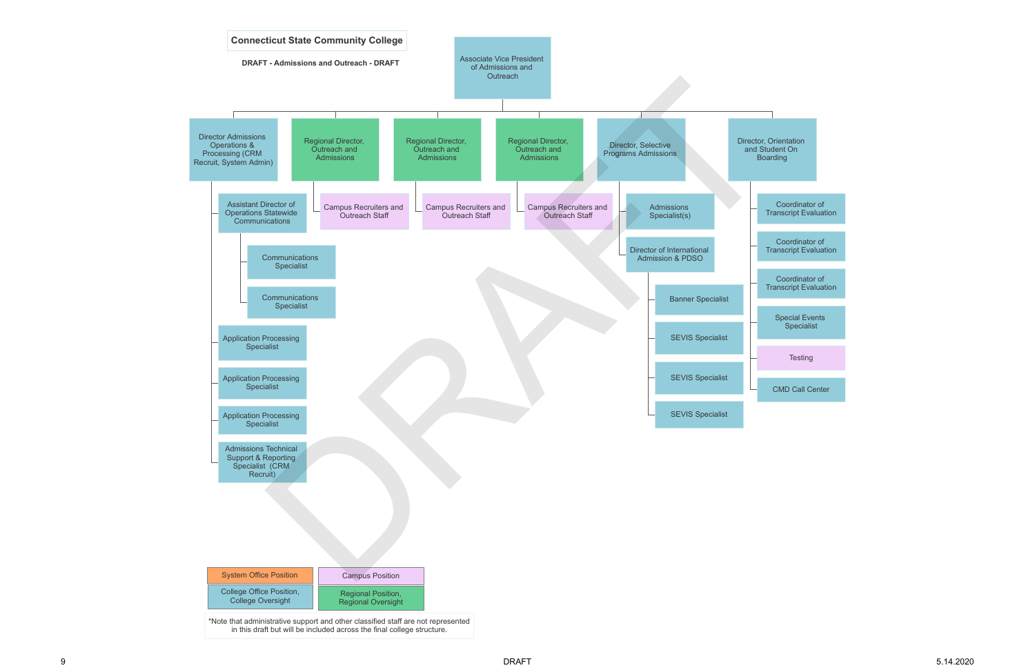# Connecticut State Community College

**DRAFT - Admissions and Outreach - DRAFT**

- Associate Vice President of Admissions and Outreach
  - Director Admissions Operations & Processing (CRM Recruit, System Admin)
    - Assistant Director of Operations Statewide Communications
      - Communications Specialist
      - Communications Specialist
    - Application Processing Specialist
    - Application Processing Specialist
    - Application Processing Specialist
    - Admissions Technical Support & Reporting Specialist (CRM Recruit)
  - Regional Director, Outreach and Admissions
    - Campus Recruiters and Outreach Staff
  - Regional Director, Outreach and Admissions
    - Campus Recruiters and Outreach Staff
  - Regional Director, Outreach and Admissions
    - Campus Recruiters and Outreach Staff
  - Director, Selective Programs Admissions
    - Admissions Specialist(s)
    - Director of International Admission & PDSO
      - Banner Specialist
      - SEVIS Specialist
      - SEVIS Specialist
      - SEVIS Specialist
  - Director, Orientation and Student On Boarding
    - Coordinator of Transcript Evaluation
    - Coordinator of Transcript Evaluation
    - Coordinator of Transcript Evaluation
    - Special Events Specialist
    - Testing
    - CMD Call Center

**Legend:**

| | |
|---|---|
| System Office Position | Campus Position |
| College Office Position, College Oversight | Regional Position, Regional Oversight |

*Note that administrative support and other classified staff are not represented in this draft but will be included across the final college structure.

DRAFT

5.14.2020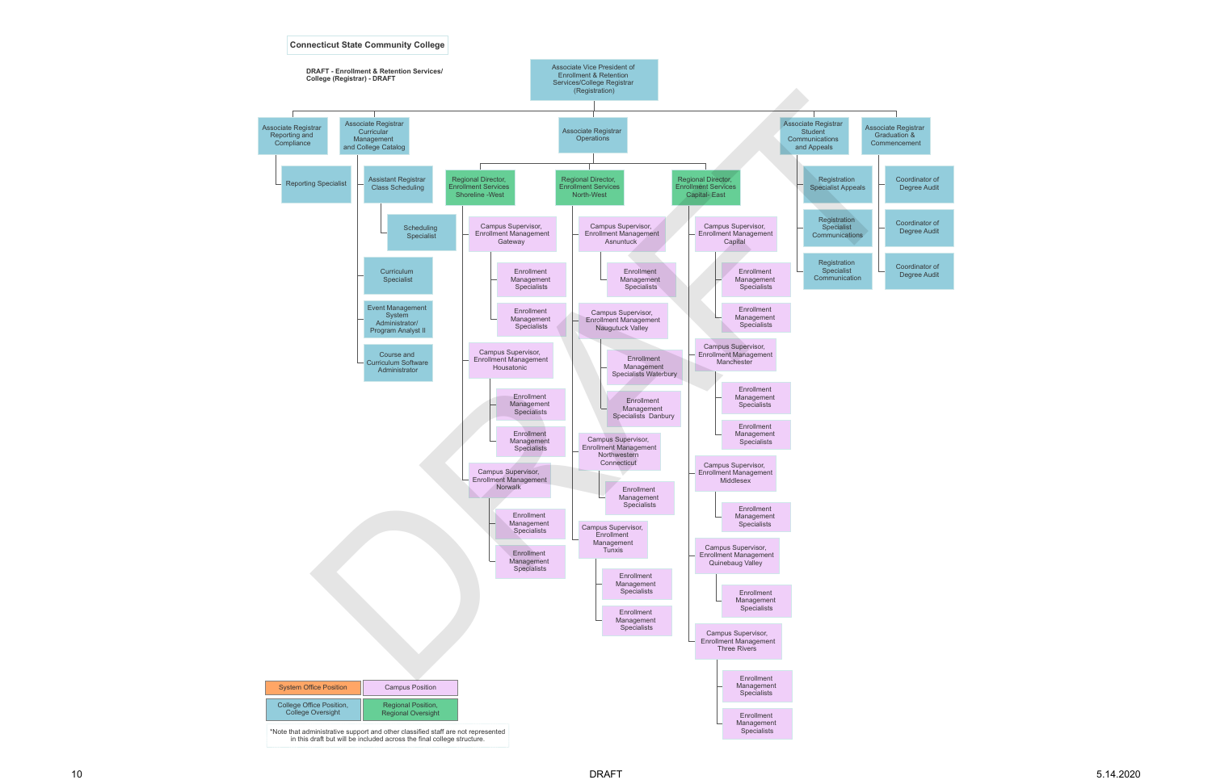# Connecticut State Community College

**DRAFT - Enrollment & Retention Services/ College (Registrar) - DRAFT**

- Associate Vice President of Enrollment & Retention Services/College Registrar (Registration)
  - Associate Registrar Reporting and Compliance
    - Reporting Specialist
  - Associate Registrar Curricular Management and College Catalog
    - Assistant Registrar Class Scheduling
      - Scheduling Specialist
    - Curriculum Specialist
    - Event Management System Administrator/ Program Analyst II
    - Course and Curriculum Software Administrator
  - Associate Registrar Operations
    - Regional Director, Enrollment Services Shoreline -West
      - Campus Supervisor, Enrollment Management Gateway
        - Enrollment Management Specialists
        - Enrollment Management Specialists
      - Campus Supervisor, Enrollment Management Housatonic
        - Enrollment Management Specialists
        - Enrollment Management Specialists
      - Campus Supervisor, Enrollment Management Norwalk
        - Enrollment Management Specialists
        - Enrollment Management Specialists
    - Regional Director, Enrollment Services North-West
      - Campus Supervisor, Enrollment Management Asnuntuck
        - Enrollment Management Specialists
      - Campus Supervisor, Enrollment Management Naugutuck Valley
        - Enrollment Management Specialists Waterbury
        - Enrollment Management Specialists Danbury
      - Campus Supervisor, Enrollment Management Northwestern Connecticut
        - Enrollment Management Specialists
      - Campus Supervisor, Enrollment Management Tunxis
        - Enrollment Management Specialists
        - Enrollment Management Specialists
    - Regional Director, Enrollment Services Capital- East
      - Campus Supervisor, Enrollment Management Capital
        - Enrollment Management Specialists
        - Enrollment Management Specialists
      - Campus Supervisor, Enrollment Management Manchester
        - Enrollment Management Specialists
        - Enrollment Management Specialists
      - Campus Supervisor, Enrollment Management Middlesex
        - Enrollment Management Specialists
      - Campus Supervisor, Enrollment Management Quinebaug Valley
        - Enrollment Management Specialists
      - Campus Supervisor, Enrollment Management Three Rivers
        - Enrollment Management Specialists
        - Enrollment Management Specialists
  - Associate Registrar Student Communications and Appeals
    - Registration Specialist Appeals
    - Registration Specialist Communications
    - Registration Specialist Communication
  - Associate Registrar Graduation & Commencement
    - Coordinator of Degree Audit
    - Coordinator of Degree Audit
    - Coordinator of Degree Audit

**Legend:**

| System Office Position | Campus Position |
|---|---|
| College Office Position, College Oversight | Regional Position, Regional Oversight |

*Note that administrative support and other classified staff are not represented in this draft but will be included across the final college structure.

DRAFT

5.14.2020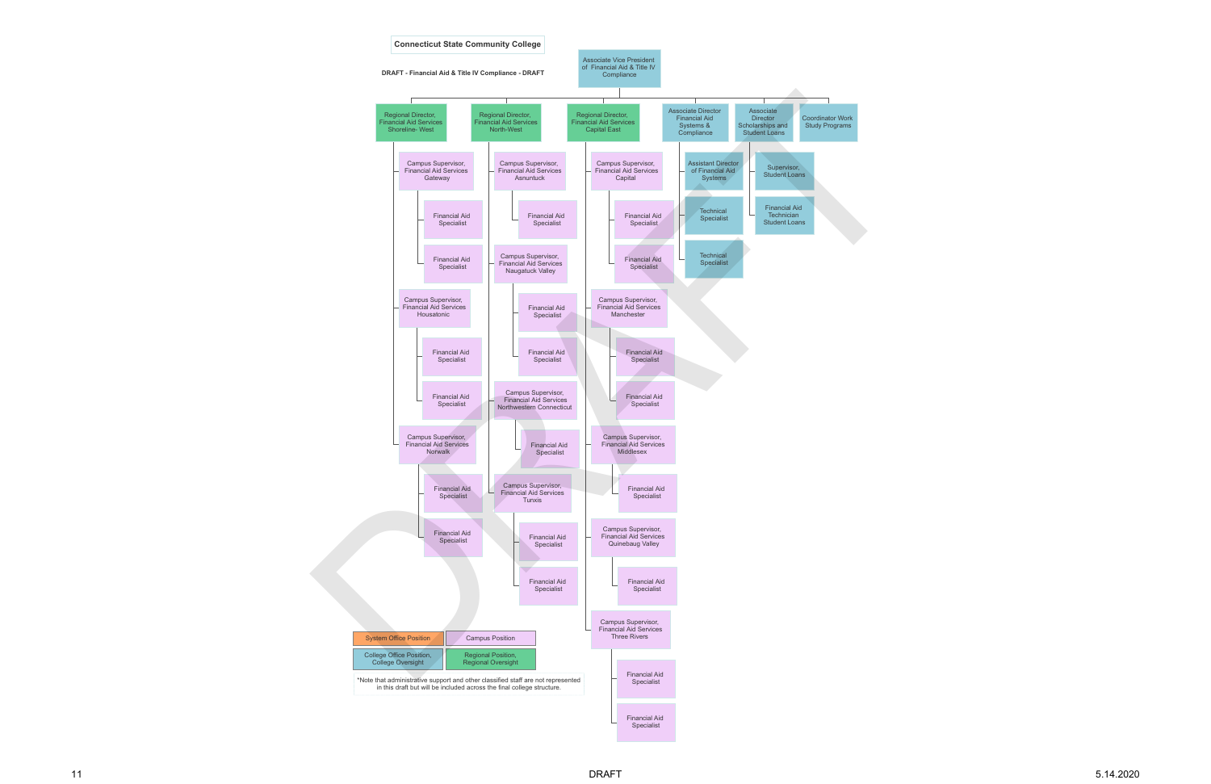**Connecticut State Community College**

**DRAFT - Financial Aid & Title IV Compliance - DRAFT**

- Associate Vice President of Financial Aid & Title IV Compliance
  - Regional Director, Financial Aid Services Shoreline- West
    - Campus Supervisor, Financial Aid Services Gateway
      - Financial Aid Specialist
      - Financial Aid Specialist
    - Campus Supervisor, Financial Aid Services Housatonic
      - Financial Aid Specialist
      - Financial Aid Specialist
    - Campus Supervisor, Financial Aid Services Norwalk
      - Financial Aid Specialist
      - Financial Aid Specialist
  - Regional Director, Financial Aid Services North-West
    - Campus Supervisor, Financial Aid Services Asnuntuck
      - Financial Aid Specialist
    - Campus Supervisor, Financial Aid Services Naugatuck Valley
      - Financial Aid Specialist
      - Financial Aid Specialist
    - Campus Supervisor, Financial Aid Services Northwestern Connecticut
      - Financial Aid Specialist
    - Campus Supervisor, Financial Aid Services Tunxis
      - Financial Aid Specialist
      - Financial Aid Specialist
  - Regional Director, Financial Aid Services Capital East
    - Campus Supervisor, Financial Aid Services Capital
      - Financial Aid Specialist
      - Financial Aid Specialist
    - Campus Supervisor, Financial Aid Services Manchester
      - Financial Aid Specialist
      - Financial Aid Specialist
    - Campus Supervisor, Financial Aid Services Middlesex
      - Financial Aid Specialist
    - Campus Supervisor, Financial Aid Services Quinebaug Valley
      - Financial Aid Specialist
    - Campus Supervisor, Financial Aid Services Three Rivers
      - Financial Aid Specialist
      - Financial Aid Specialist
  - Associate Director Financial Aid Systems & Compliance
    - Assistant Director of Financial Aid Systems
    - Technical Specialist
    - Technical Specialist
  - Associate Director Scholarships and Student Loans
    - Supervisor, Student Loans
    - Financial Aid Technician Student Loans
  - Coordinator Work Study Programs

**Legend:**

| | |
|---|---|
| System Office Position | Campus Position |
| College Office Position, College Oversight | Regional Position, Regional Oversight |

*Note that administrative support and other classified staff are not represented in this draft but will be included across the final college structure.

DRAFT

5.14.2020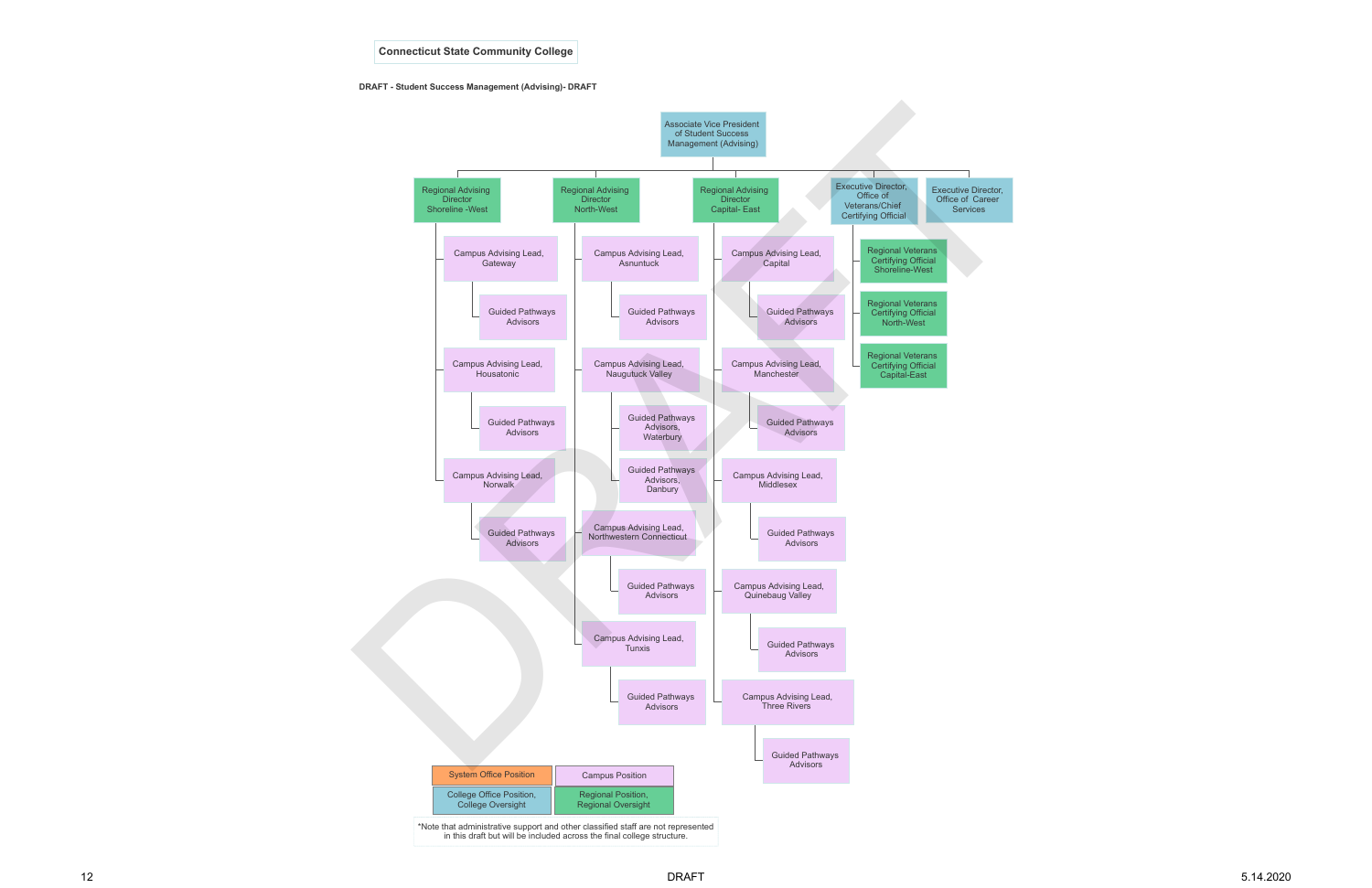**Connecticut State Community College**

**DRAFT - Student Success Management (Advising)- DRAFT**

- Associate Vice President of Student Success Management (Advising)
  - Regional Advising Director Shoreline -West
    - Campus Advising Lead, Gateway
      - Guided Pathways Advisors
    - Campus Advising Lead, Housatonic
      - Guided Pathways Advisors
    - Campus Advising Lead, Norwalk
      - Guided Pathways Advisors
  - Regional Advising Director North-West
    - Campus Advising Lead, Asnuntuck
      - Guided Pathways Advisors
    - Campus Advising Lead, Naugutuck Valley
      - Guided Pathways Advisors, Waterbury
      - Guided Pathways Advisors, Danbury
    - Campus Advising Lead, Northwestern Connecticut
      - Guided Pathways Advisors
    - Campus Advising Lead, Tunxis
      - Guided Pathways Advisors
  - Regional Advising Director Capital- East
    - Campus Advising Lead, Capital
      - Guided Pathways Advisors
    - Campus Advising Lead, Manchester
      - Guided Pathways Advisors
    - Campus Advising Lead, Middlesex
      - Guided Pathways Advisors
    - Campus Advising Lead, Quinebaug Valley
      - Guided Pathways Advisors
    - Campus Advising Lead, Three Rivers
      - Guided Pathways Advisors
  - Executive Director, Office of Veterans/Chief Certifying Official
    - Regional Veterans Certifying Official Shoreline-West
    - Regional Veterans Certifying Official North-West
    - Regional Veterans Certifying Official Capital-East
  - Executive Director, Office of Career Services

**Legend:**

| | |
|---|---|
| System Office Position | Campus Position |
| College Office Position, College Oversight | Regional Position, Regional Oversight |

*Note that administrative support and other classified staff are not represented in this draft but will be included across the final college structure.

DRAFT

5.14.2020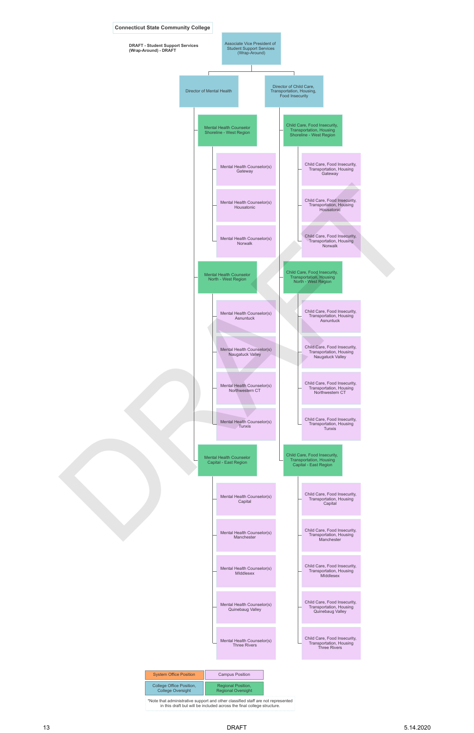**Connecticut State Community College**

**DRAFT - Student Support Services (Wrap-Around) - DRAFT**

- Associate Vice President of Student Support Services (Wrap-Around)
  - Director of Mental Health
    - Mental Health Counselor Shoreline - West Region
      - Mental Health Counselor(s) Gateway
      - Mental Health Counselor(s) Housatonic
      - Mental Health Counselor(s) Norwalk
    - Mental Health Counselor North - West Region
      - Mental Health Counselor(s) Asnuntuck
      - Mental Health Counselor(s) Naugatuck Valley
      - Mental Health Counselor(s) Northwestern CT
      - Mental Health Counselor(s) Tunxis
    - Mental Health Counselor Capital - East Region
      - Mental Health Counselor(s) Capital
      - Mental Health Counselor(s) Manchester
      - Mental Health Counselor(s) Middlesex
      - Mental Health Counselor(s) Quinebaug Valley
      - Mental Health Counselor(s) Three Rivers
  - Director of Child Care, Transportation, Housing, Food Insecurity
    - Child Care, Food Insecurity, Transportation, Housing Shoreline - West Region
      - Child Care, Food Insecurity, Transportation, Housing Gateway
      - Child Care, Food Insecurity, Transportation, Housing Housatonic
      - Child Care, Food Insecurity, Transportation, Housing Norwalk
    - Child Care, Food Insecurity, Transportation, Housing North - West Region
      - Child Care, Food Insecurity, Transportation, Housing Asnuntuck
      - Child Care, Food Insecurity, Transportation, Housing Naugatuck Valley
      - Child Care, Food Insecurity, Transportation, Housing Northwestern CT
      - Child Care, Food Insecurity, Transportation, Housing Tunxis
    - Child Care, Food Insecurity, Transportation, Housing Capital - East Region
      - Child Care, Food Insecurity, Transportation, Housing Capital
      - Child Care, Food Insecurity, Transportation, Housing Manchester
      - Child Care, Food Insecurity, Transportation, Housing Middlesex
      - Child Care, Food Insecurity, Transportation, Housing Quinebaug Valley
      - Child Care, Food Insecurity, Transportation, Housing Three Rivers

| System Office Position | Campus Position |
|---|---|
| College Office Position, College Oversight | Regional Position, Regional Oversight |

*Note that administrative support and other classified staff are not represented in this draft but will be included across the final college structure.

DRAFT

5.14.2020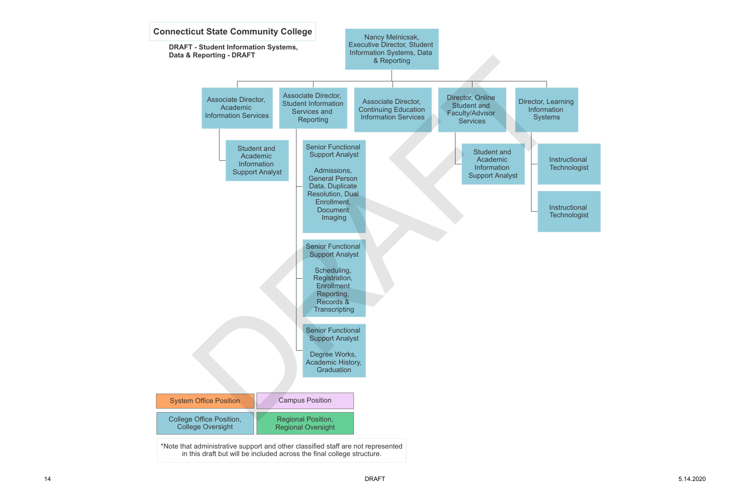# Connecticut State Community College

**DRAFT - Student Information Systems, Data & Reporting - DRAFT**

- Nancy Melnicsak, Executive Director, Student Information Systems, Data & Reporting
  - Associate Director, Academic Information Services
    - Student and Academic Information Support Analyst
  - Associate Director, Student Information Services and Reporting
    - Senior Functional Support Analyst — Admissions, General Person Data, Duplicate Resolution, Dual Enrollment, Document Imaging
    - Senior Functional Support Analyst — Scheduling, Registration, Enrollment Reporting, Records & Transcripting
    - Senior Functional Support Analyst — Degree Works, Academic History, Graduation
  - Associate Director, Continuing Education Information Services
  - Director, Online Student and Faculty/Advisor Services
    - Student and Academic Information Support Analyst
  - Director, Learning Information Systems
    - Instructional Technologist
    - Instructional Technologist

Legend:

- System Office Position
- Campus Position
- College Office Position, College Oversight
- Regional Position, Regional Oversight

*Note that administrative support and other classified staff are not represented in this draft but will be included across the final college structure.

DRAFT

5.14.2020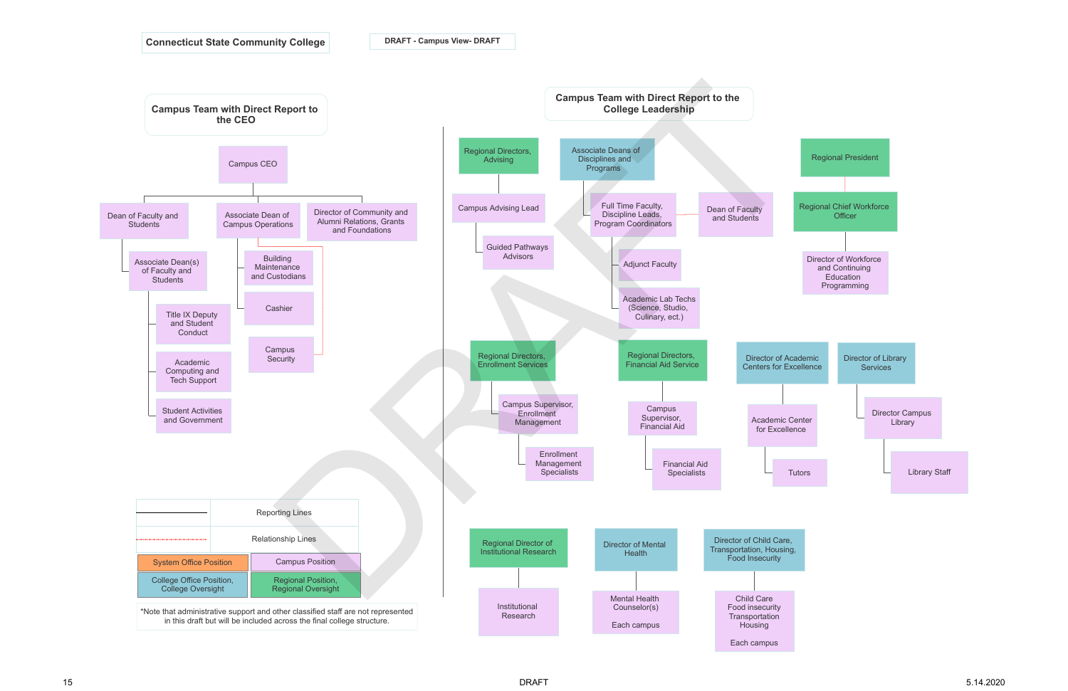Connecticut State Community College

DRAFT - Campus View- DRAFT

## Campus Team with Direct Report to the CEO

Campus CEO

- Dean of Faculty and Students
  - Associate Dean(s) of Faculty and Students
    - Title IX Deputy and Student Conduct
    - Academic Computing and Tech Support
    - Student Activities and Government
- Associate Dean of Campus Operations
  - Building Maintenance and Custodians
  - Cashier
  - Campus Security
- Director of Community and Alumni Relations, Grants and Foundations

| | |
|---|---|
| ——— | Reporting Lines |
| ······· | Relationship Lines |
| System Office Position | Campus Position |
| College Office Position, College Oversight | Regional Position, Regional Oversight |

*Note that administrative support and other classified staff are not represented in this draft but will be included across the final college structure.

## Campus Team with Direct Report to the College Leadership

- Regional Directors, Advising
  - Campus Advising Lead
    - Guided Pathways Advisors
- Associate Deans of Disciplines and Programs
  - Full Time Faculty, Discipline Leads, Program Coordinators (relationship line: Dean of Faculty and Students)
    - Adjunct Faculty
    - Academic Lab Techs (Science, Studio, Culinary, ect.)
- Regional President
  - Regional Chief Workforce Officer
    - Director of Workforce and Continuing Education Programming
- Regional Directors, Enrollment Services
  - Campus Supervisor, Enrollment Management
    - Enrollment Management Specialists
- Regional Directors, Financial Aid Service
  - Campus Supervisor, Financial Aid
    - Financial Aid Specialists
- Director of Academic Centers for Excellence
  - Academic Center for Excellence
    - Tutors
- Director of Library Services
  - Director Campus Library
    - Library Staff
- Regional Director of Institutional Research
  - Institutional Research
- Director of Mental Health
  - Mental Health Counselor(s)

    Each campus
- Director of Child Care, Transportation, Housing, Food Insecurity
  - Child Care
    Food insecurity
    Transportation
    Housing

    Each campus

DRAFT

5.14.2020